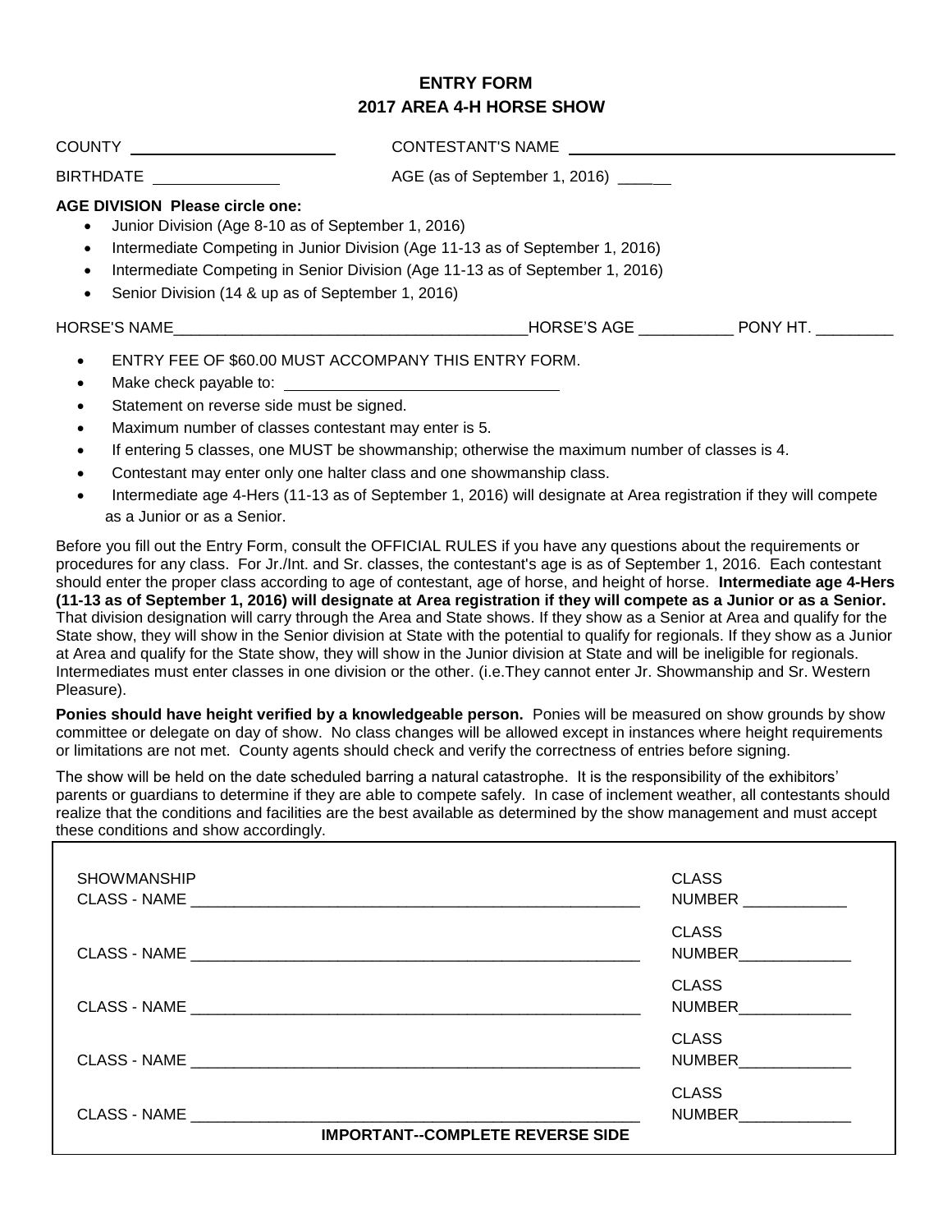# ENTRY FORM
## 2017 AREA 4-H HORSE SHOW

COUNTY ________________________ CONTESTANT'S NAME ________________________________________

BIRTHDATE ______________ AGE (as of September 1, 2016) ______

**AGE DIVISION Please circle one:**

- Junior Division (Age 8-10 as of September 1, 2016)
- Intermediate Competing in Junior Division (Age 11-13 as of September 1, 2016)
- Intermediate Competing in Senior Division (Age 11-13 as of September 1, 2016)
- Senior Division (14 & up as of September 1, 2016)

HORSE'S NAME________________________________________HORSE'S AGE ___________ PONY HT. _________

- ENTRY FEE OF $60.00 MUST ACCOMPANY THIS ENTRY FORM.
- Make check payable to: ________________________________
- Statement on reverse side must be signed.
- Maximum number of classes contestant may enter is 5.
- If entering 5 classes, one MUST be showmanship; otherwise the maximum number of classes is 4.
- Contestant may enter only one halter class and one showmanship class.
- Intermediate age 4-Hers (11-13 as of September 1, 2016) will designate at Area registration if they will compete as a Junior or as a Senior.

Before you fill out the Entry Form, consult the OFFICIAL RULES if you have any questions about the requirements or procedures for any class. For Jr./Int. and Sr. classes, the contestant's age is as of September 1, 2016. Each contestant should enter the proper class according to age of contestant, age of horse, and height of horse. **Intermediate age 4-Hers (11-13 as of September 1, 2016) will designate at Area registration if they will compete as a Junior or as a Senior.** That division designation will carry through the Area and State shows. If they show as a Senior at Area and qualify for the State show, they will show in the Senior division at State with the potential to qualify for regionals. If they show as a Junior at Area and qualify for the State show, they will show in the Junior division at State and will be ineligible for regionals. Intermediates must enter classes in one division or the other. (i.e.They cannot enter Jr. Showmanship and Sr. Western Pleasure).

**Ponies should have height verified by a knowledgeable person.** Ponies will be measured on show grounds by show committee or delegate on day of show. No class changes will be allowed except in instances where height requirements or limitations are not met. County agents should check and verify the correctness of entries before signing.

The show will be held on the date scheduled barring a natural catastrophe. It is the responsibility of the exhibitors' parents or guardians to determine if they are able to compete safely. In case of inclement weather, all contestants should realize that the conditions and facilities are the best available as determined by the show management and must accept these conditions and show accordingly.

SHOWMANSHIP
CLASS - NAME ____________________________________________________ CLASS NUMBER ____________

CLASS - NAME ____________________________________________________ CLASS NUMBER_____________

CLASS - NAME ____________________________________________________ CLASS NUMBER_____________

CLASS - NAME ____________________________________________________ CLASS NUMBER_____________

CLASS - NAME ____________________________________________________ CLASS NUMBER_____________

**IMPORTANT--COMPLETE REVERSE SIDE**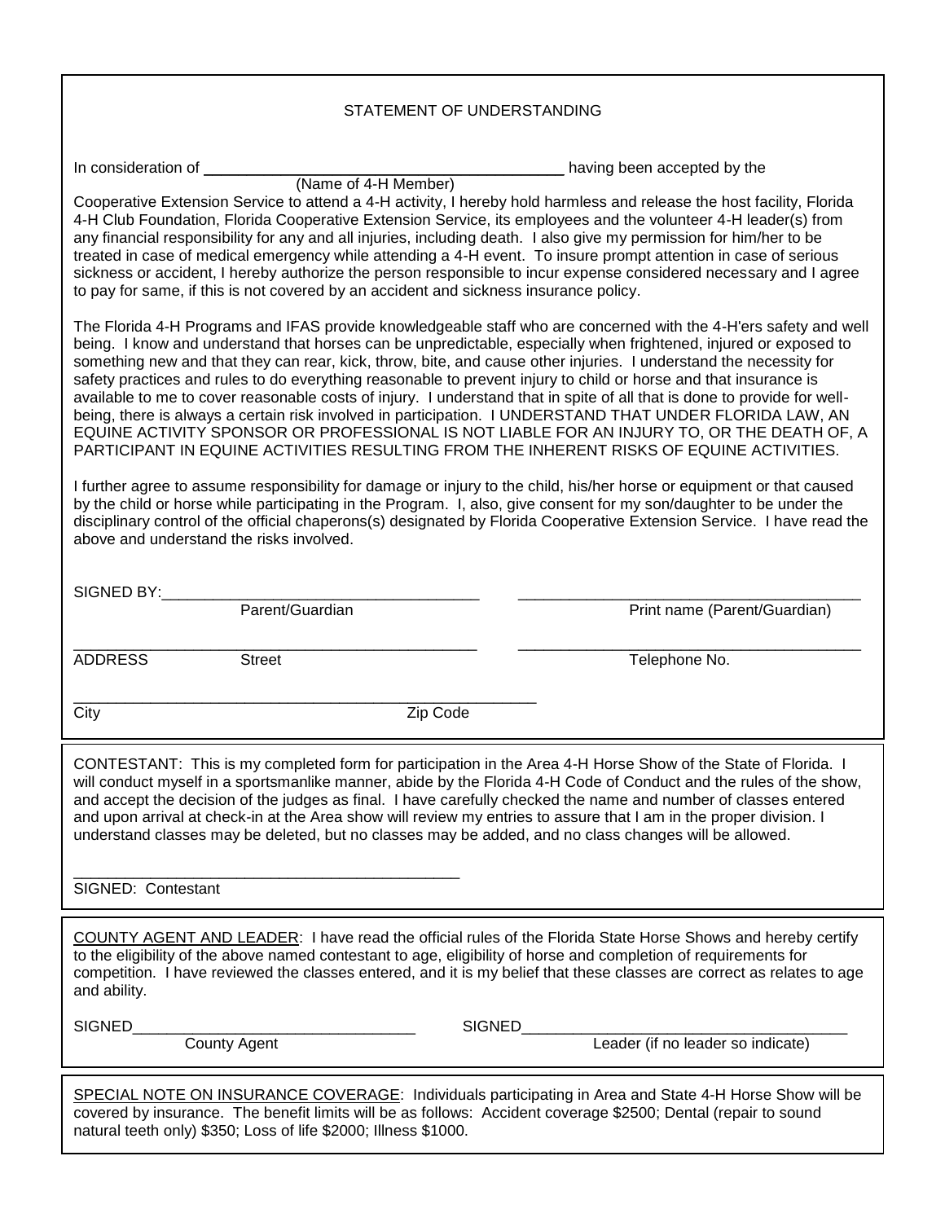STATEMENT OF UNDERSTANDING

In consideration of \_\_\_\_\_\_\_\_\_\_\_\_\_\_\_\_\_\_\_\_\_\_\_\_\_\_\_\_\_\_\_\_\_\_\_\_\_\_\_\_ having been accepted by the
(Name of 4-H Member)
Cooperative Extension Service to attend a 4-H activity, I hereby hold harmless and release the host facility, Florida 4-H Club Foundation, Florida Cooperative Extension Service, its employees and the volunteer 4-H leader(s) from any financial responsibility for any and all injuries, including death. I also give my permission for him/her to be treated in case of medical emergency while attending a 4-H event. To insure prompt attention in case of serious sickness or accident, I hereby authorize the person responsible to incur expense considered necessary and I agree to pay for same, if this is not covered by an accident and sickness insurance policy.

The Florida 4-H Programs and IFAS provide knowledgeable staff who are concerned with the 4-H'ers safety and well being. I know and understand that horses can be unpredictable, especially when frightened, injured or exposed to something new and that they can rear, kick, throw, bite, and cause other injuries. I understand the necessity for safety practices and rules to do everything reasonable to prevent injury to child or horse and that insurance is available to me to cover reasonable costs of injury. I understand that in spite of all that is done to provide for well-being, there is always a certain risk involved in participation. I UNDERSTAND THAT UNDER FLORIDA LAW, AN EQUINE ACTIVITY SPONSOR OR PROFESSIONAL IS NOT LIABLE FOR AN INJURY TO, OR THE DEATH OF, A PARTICIPANT IN EQUINE ACTIVITIES RESULTING FROM THE INHERENT RISKS OF EQUINE ACTIVITIES.

I further agree to assume responsibility for damage or injury to the child, his/her horse or equipment or that caused by the child or horse while participating in the Program. I, also, give consent for my son/daughter to be under the disciplinary control of the official chaperons(s) designated by Florida Cooperative Extension Service. I have read the above and understand the risks involved.

SIGNED BY:\_\_\_\_\_\_\_\_\_\_\_\_\_\_\_\_\_\_\_\_\_\_\_\_\_\_\_\_\_\_\_\_\_\_\_\_ \_\_\_\_\_\_\_\_\_\_\_\_\_\_\_\_\_\_\_\_\_\_\_\_\_\_\_\_\_\_\_\_\_\_\_\_\_\_\_\_
Parent/Guardian Print name (Parent/Guardian)

\_\_\_\_\_\_\_\_\_\_\_\_\_\_\_\_\_\_\_\_\_\_\_\_\_\_\_\_\_\_\_\_\_\_\_\_\_\_\_\_\_\_\_\_\_\_ \_\_\_\_\_\_\_\_\_\_\_\_\_\_\_\_\_\_\_\_\_\_\_\_\_\_\_\_\_\_\_\_\_\_\_\_\_\_\_\_
ADDRESS Street Telephone No.

\_\_\_\_\_\_\_\_\_\_\_\_\_\_\_\_\_\_\_\_\_\_\_\_\_\_\_\_\_\_\_\_\_\_\_\_\_\_\_\_\_\_\_\_\_\_\_\_\_\_\_\_\_\_\_
City Zip Code

CONTESTANT: This is my completed form for participation in the Area 4-H Horse Show of the State of Florida. I will conduct myself in a sportsmanlike manner, abide by the Florida 4-H Code of Conduct and the rules of the show, and accept the decision of the judges as final. I have carefully checked the name and number of classes entered and upon arrival at check-in at the Area show will review my entries to assure that I am in the proper division. I understand classes may be deleted, but no classes may be added, and no class changes will be allowed.

\_\_\_\_\_\_\_\_\_\_\_\_\_\_\_\_\_\_\_\_\_\_\_\_\_\_\_\_\_\_\_\_\_\_\_\_\_\_\_\_\_\_\_\_\_\_
SIGNED: Contestant

<u>COUNTY AGENT AND LEADER</u>: I have read the official rules of the Florida State Horse Shows and hereby certify to the eligibility of the above named contestant to age, eligibility of horse and completion of requirements for competition. I have reviewed the classes entered, and it is my belief that these classes are correct as relates to age and ability.

SIGNED\_\_\_\_\_\_\_\_\_\_\_\_\_\_\_\_\_\_\_\_\_\_\_\_\_\_\_\_\_\_\_\_\_\_ SIGNED\_\_\_\_\_\_\_\_\_\_\_\_\_\_\_\_\_\_\_\_\_\_\_\_\_\_\_\_\_\_\_\_\_\_\_\_\_\_\_
County Agent Leader (if no leader so indicate)

<u>SPECIAL NOTE ON INSURANCE COVERAGE</u>: Individuals participating in Area and State 4-H Horse Show will be covered by insurance. The benefit limits will be as follows: Accident coverage $2500; Dental (repair to sound natural teeth only) $350; Loss of life $2000; Illness $1000.